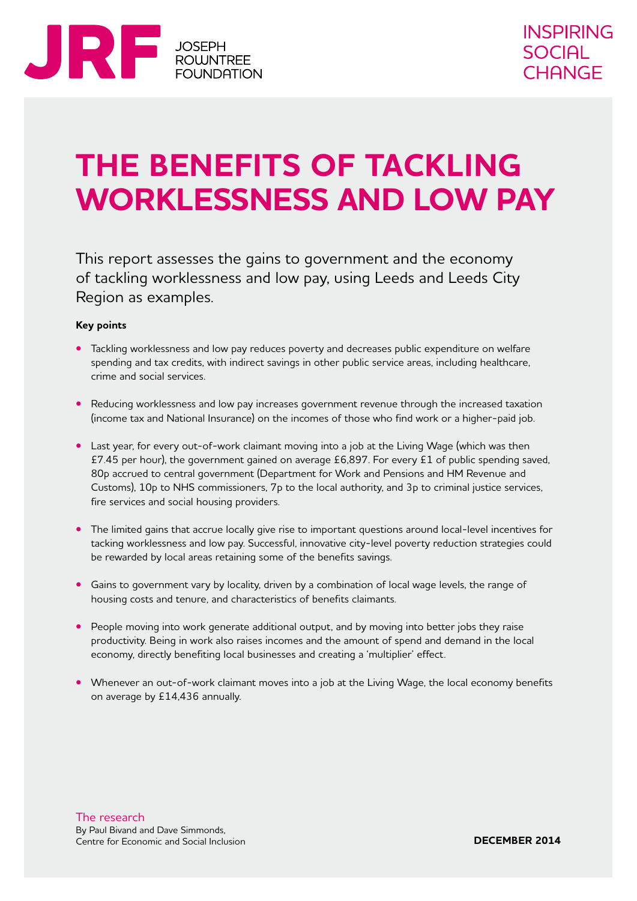JRF JOSEPH ROWNTREE FOUNDATION

INSPIRING SOCIAL CHANGE

# THE BENEFITS OF TACKLING WORKLESSNESS AND LOW PAY

This report assesses the gains to government and the economy of tackling worklessness and low pay, using Leeds and Leeds City Region as examples.

**Key points**

- Tackling worklessness and low pay reduces poverty and decreases public expenditure on welfare spending and tax credits, with indirect savings in other public service areas, including healthcare, crime and social services.
- Reducing worklessness and low pay increases government revenue through the increased taxation (income tax and National Insurance) on the incomes of those who find work or a higher-paid job.
- Last year, for every out-of-work claimant moving into a job at the Living Wage (which was then £7.45 per hour), the government gained on average £6,897. For every £1 of public spending saved, 80p accrued to central government (Department for Work and Pensions and HM Revenue and Customs), 10p to NHS commissioners, 7p to the local authority, and 3p to criminal justice services, fire services and social housing providers.
- The limited gains that accrue locally give rise to important questions around local-level incentives for tacking worklessness and low pay. Successful, innovative city-level poverty reduction strategies could be rewarded by local areas retaining some of the benefits savings.
- Gains to government vary by locality, driven by a combination of local wage levels, the range of housing costs and tenure, and characteristics of benefits claimants.
- People moving into work generate additional output, and by moving into better jobs they raise productivity. Being in work also raises incomes and the amount of spend and demand in the local economy, directly benefiting local businesses and creating a 'multiplier' effect.
- Whenever an out-of-work claimant moves into a job at the Living Wage, the local economy benefits on average by £14,436 annually.

The research
By Paul Bivand and Dave Simmonds,
Centre for Economic and Social Inclusion

**DECEMBER 2014**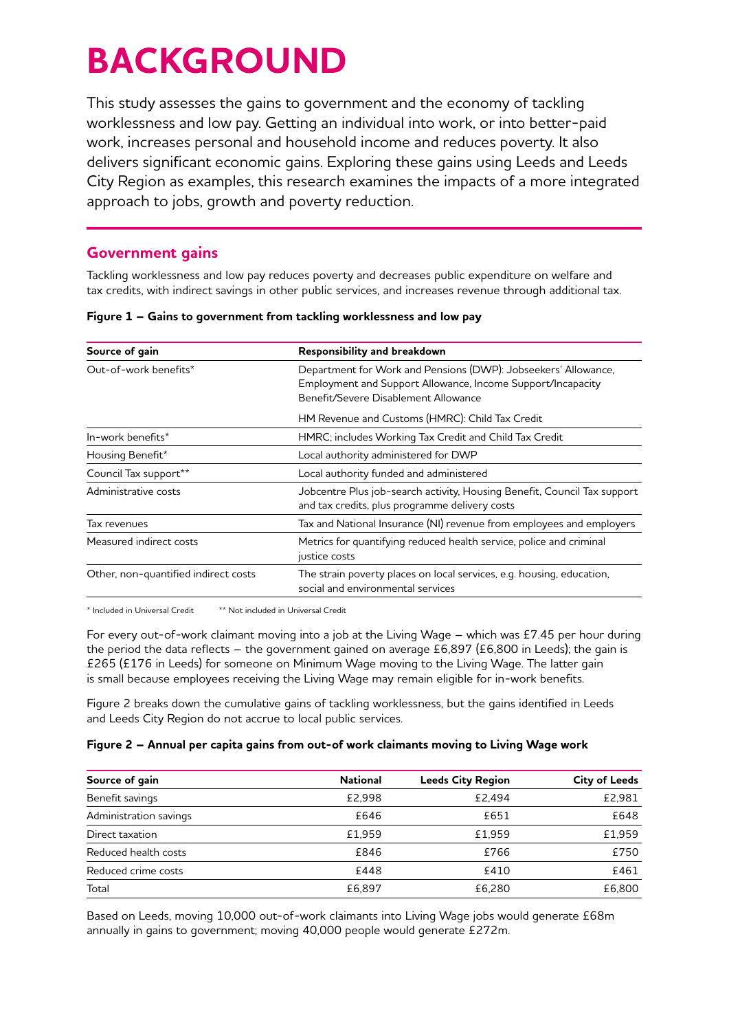# BACKGROUND

This study assesses the gains to government and the economy of tackling worklessness and low pay. Getting an individual into work, or into better-paid work, increases personal and household income and reduces poverty. It also delivers significant economic gains. Exploring these gains using Leeds and Leeds City Region as examples, this research examines the impacts of a more integrated approach to jobs, growth and poverty reduction.

## Government gains

Tackling worklessness and low pay reduces poverty and decreases public expenditure on welfare and tax credits, with indirect savings in other public services, and increases revenue through additional tax.

**Figure 1 – Gains to government from tackling worklessness and low pay**

| Source of gain | Responsibility and breakdown |
|---|---|
| Out-of-work benefits* | Department for Work and Pensions (DWP): Jobseekers' Allowance, Employment and Support Allowance, Income Support/Incapacity Benefit/Severe Disablement Allowance<br>HM Revenue and Customs (HMRC): Child Tax Credit |
| In-work benefits* | HMRC; includes Working Tax Credit and Child Tax Credit |
| Housing Benefit* | Local authority administered for DWP |
| Council Tax support** | Local authority funded and administered |
| Administrative costs | Jobcentre Plus job-search activity, Housing Benefit, Council Tax support and tax credits, plus programme delivery costs |
| Tax revenues | Tax and National Insurance (NI) revenue from employees and employers |
| Measured indirect costs | Metrics for quantifying reduced health service, police and criminal justice costs |
| Other, non-quantified indirect costs | The strain poverty places on local services, e.g. housing, education, social and environmental services |

\* Included in Universal Credit  ** Not included in Universal Credit

For every out-of-work claimant moving into a job at the Living Wage – which was £7.45 per hour during the period the data reflects – the government gained on average £6,897 (£6,800 in Leeds); the gain is £265 (£176 in Leeds) for someone on Minimum Wage moving to the Living Wage. The latter gain is small because employees receiving the Living Wage may remain eligible for in-work benefits.

Figure 2 breaks down the cumulative gains of tackling worklessness, but the gains identified in Leeds and Leeds City Region do not accrue to local public services.

**Figure 2 – Annual per capita gains from out-of work claimants moving to Living Wage work**

| Source of gain | National | Leeds City Region | City of Leeds |
|---|---|---|---|
| Benefit savings | £2,998 | £2,494 | £2,981 |
| Administration savings | £646 | £651 | £648 |
| Direct taxation | £1,959 | £1,959 | £1,959 |
| Reduced health costs | £846 | £766 | £750 |
| Reduced crime costs | £448 | £410 | £461 |
| Total | £6,897 | £6,280 | £6,800 |

Based on Leeds, moving 10,000 out-of-work claimants into Living Wage jobs would generate £68m annually in gains to government; moving 40,000 people would generate £272m.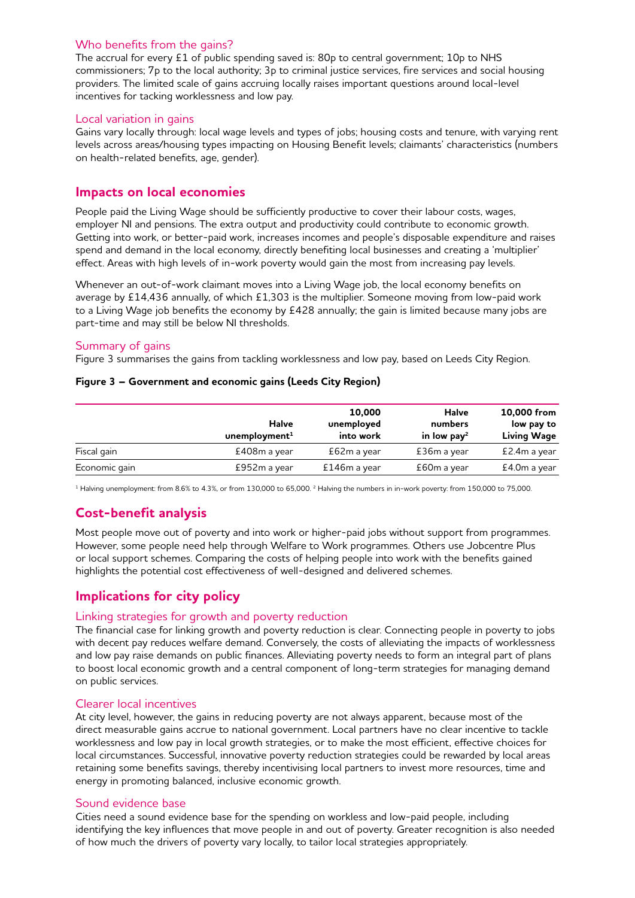### Who benefits from the gains?

The accrual for every £1 of public spending saved is: 80p to central government; 10p to NHS commissioners; 7p to the local authority; 3p to criminal justice services, fire services and social housing providers. The limited scale of gains accruing locally raises important questions around local-level incentives for tacking worklessness and low pay.

### Local variation in gains

Gains vary locally through: local wage levels and types of jobs; housing costs and tenure, with varying rent levels across areas/housing types impacting on Housing Benefit levels; claimants' characteristics (numbers on health-related benefits, age, gender).

## Impacts on local economies

People paid the Living Wage should be sufficiently productive to cover their labour costs, wages, employer NI and pensions. The extra output and productivity could contribute to economic growth. Getting into work, or better-paid work, increases incomes and people's disposable expenditure and raises spend and demand in the local economy, directly benefiting local businesses and creating a 'multiplier' effect. Areas with high levels of in-work poverty would gain the most from increasing pay levels.

Whenever an out-of-work claimant moves into a Living Wage job, the local economy benefits on average by £14,436 annually, of which £1,303 is the multiplier. Someone moving from low-paid work to a Living Wage job benefits the economy by £428 annually; the gain is limited because many jobs are part-time and may still be below NI thresholds.

### Summary of gains

Figure 3 summarises the gains from tackling worklessness and low pay, based on Leeds City Region.

**Figure 3 – Government and economic gains (Leeds City Region)**

| | Halve unemployment[1] | 10,000 unemployed into work | Halve numbers in low pay[2] | 10,000 from low pay to Living Wage |
|---|---|---|---|---|
| Fiscal gain | £408m a year | £62m a year | £36m a year | £2.4m a year |
| Economic gain | £952m a year | £146m a year | £60m a year | £4.0m a year |

[1] Halving unemployment: from 8.6% to 4.3%, or from 130,000 to 65,000. [2] Halving the numbers in in-work poverty: from 150,000 to 75,000.

## Cost-benefit analysis

Most people move out of poverty and into work or higher-paid jobs without support from programmes. However, some people need help through Welfare to Work programmes. Others use Jobcentre Plus or local support schemes. Comparing the costs of helping people into work with the benefits gained highlights the potential cost effectiveness of well-designed and delivered schemes.

## Implications for city policy

### Linking strategies for growth and poverty reduction

The financial case for linking growth and poverty reduction is clear. Connecting people in poverty to jobs with decent pay reduces welfare demand. Conversely, the costs of alleviating the impacts of worklessness and low pay raise demands on public finances. Alleviating poverty needs to form an integral part of plans to boost local economic growth and a central component of long-term strategies for managing demand on public services.

### Clearer local incentives

At city level, however, the gains in reducing poverty are not always apparent, because most of the direct measurable gains accrue to national government. Local partners have no clear incentive to tackle worklessness and low pay in local growth strategies, or to make the most efficient, effective choices for local circumstances. Successful, innovative poverty reduction strategies could be rewarded by local areas retaining some benefits savings, thereby incentivising local partners to invest more resources, time and energy in promoting balanced, inclusive economic growth.

### Sound evidence base

Cities need a sound evidence base for the spending on workless and low-paid people, including identifying the key influences that move people in and out of poverty. Greater recognition is also needed of how much the drivers of poverty vary locally, to tailor local strategies appropriately.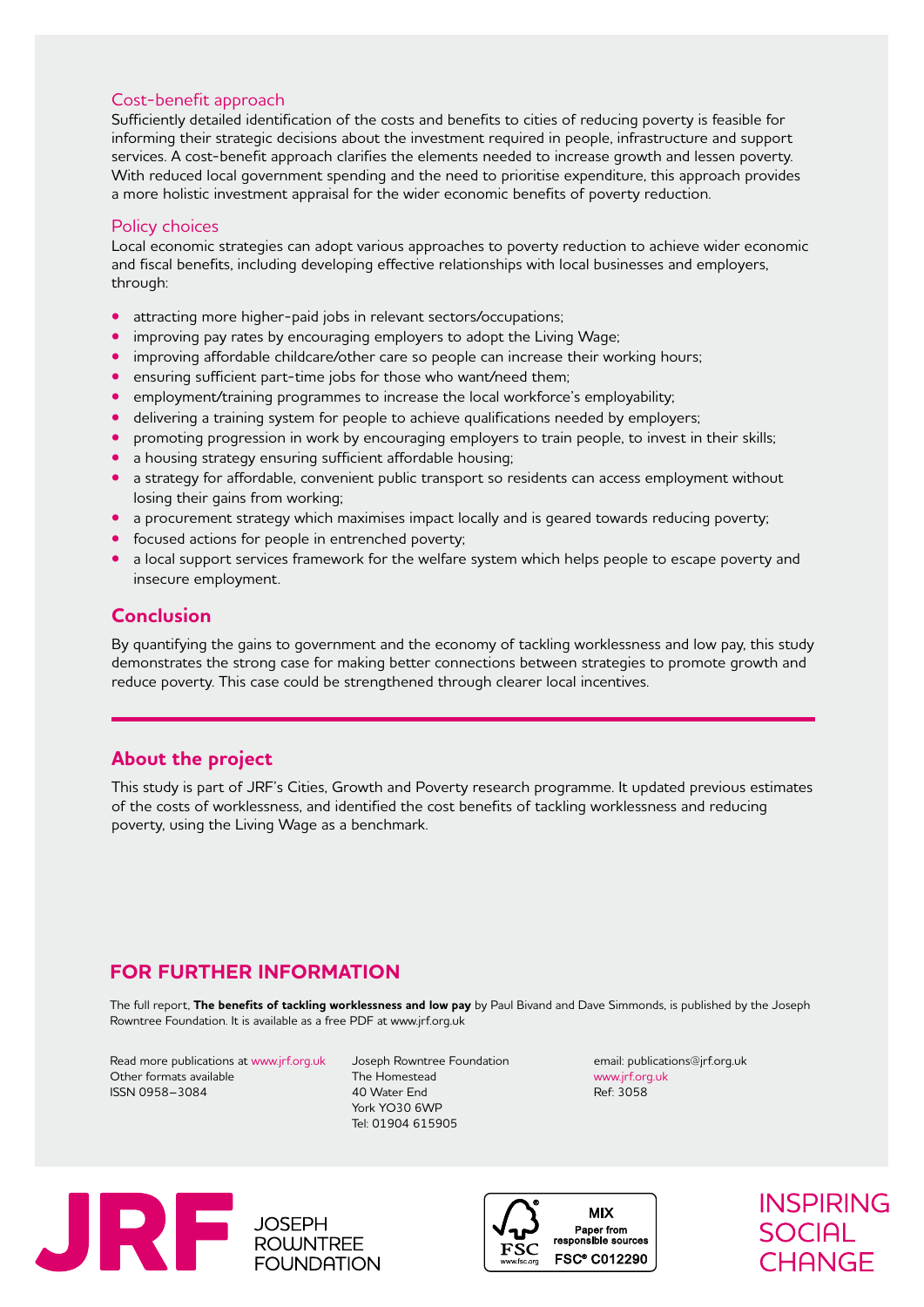### Cost-benefit approach

Sufficiently detailed identification of the costs and benefits to cities of reducing poverty is feasible for informing their strategic decisions about the investment required in people, infrastructure and support services. A cost-benefit approach clarifies the elements needed to increase growth and lessen poverty. With reduced local government spending and the need to prioritise expenditure, this approach provides a more holistic investment appraisal for the wider economic benefits of poverty reduction.

### Policy choices

Local economic strategies can adopt various approaches to poverty reduction to achieve wider economic and fiscal benefits, including developing effective relationships with local businesses and employers, through:

- attracting more higher-paid jobs in relevant sectors/occupations;
- improving pay rates by encouraging employers to adopt the Living Wage;
- improving affordable childcare/other care so people can increase their working hours;
- ensuring sufficient part-time jobs for those who want/need them;
- employment/training programmes to increase the local workforce's employability;
- delivering a training system for people to achieve qualifications needed by employers;
- promoting progression in work by encouraging employers to train people, to invest in their skills;
- a housing strategy ensuring sufficient affordable housing;
- a strategy for affordable, convenient public transport so residents can access employment without losing their gains from working;
- a procurement strategy which maximises impact locally and is geared towards reducing poverty;
- focused actions for people in entrenched poverty;
- a local support services framework for the welfare system which helps people to escape poverty and insecure employment.

## Conclusion

By quantifying the gains to government and the economy of tackling worklessness and low pay, this study demonstrates the strong case for making better connections between strategies to promote growth and reduce poverty. This case could be strengthened through clearer local incentives.

## About the project

This study is part of JRF's Cities, Growth and Poverty research programme. It updated previous estimates of the costs of worklessness, and identified the cost benefits of tackling worklessness and reducing poverty, using the Living Wage as a benchmark.

## FOR FURTHER INFORMATION

The full report, **The benefits of tackling worklessness and low pay** by Paul Bivand and Dave Simmonds, is published by the Joseph Rowntree Foundation. It is available as a free PDF at www.jrf.org.uk

Read more publications at www.jrf.org.uk
Other formats available
ISSN 0958–3084

Joseph Rowntree Foundation
The Homestead
40 Water End
York YO30 6WP
Tel: 01904 615905

email: publications@jrf.org.uk
www.jrf.org.uk
Ref: 3058

JRF JOSEPH ROWNTREE FOUNDATION

MIX Paper from responsible sources FSC® C012290

INSPIRING SOCIAL CHANGE